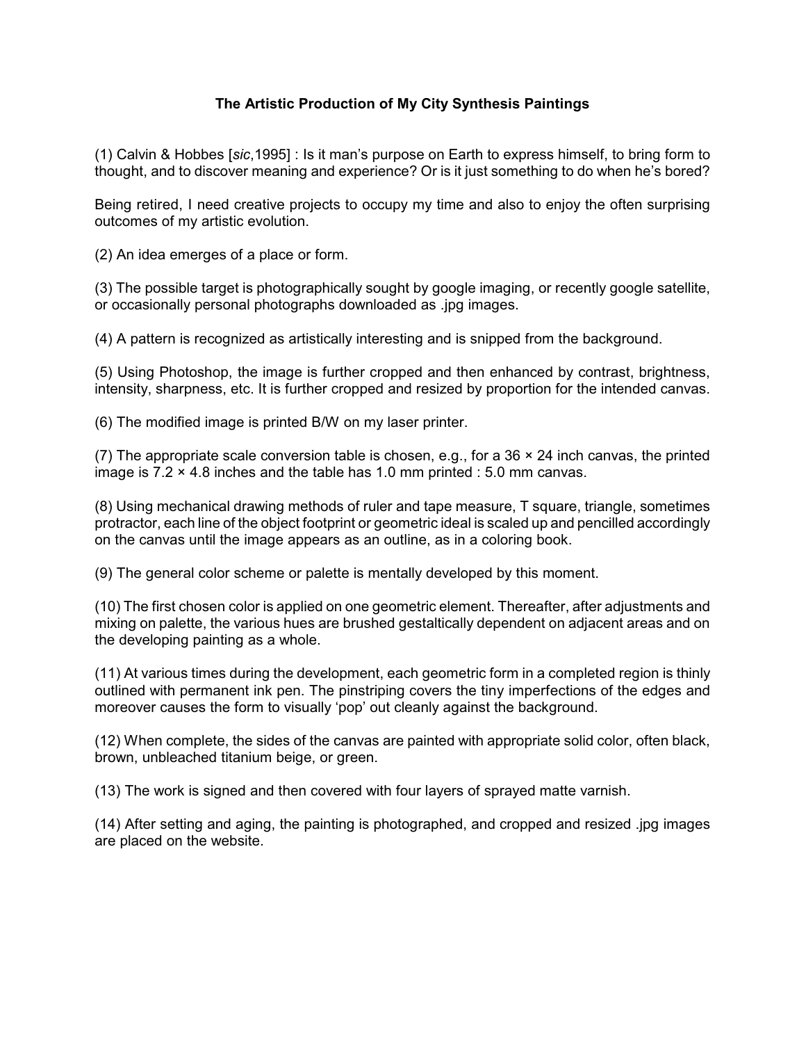# The Artistic Production of My City Synthesis Paintings

(1) Calvin & Hobbes [*sic*,1995] : Is it man's purpose on Earth to express himself, to bring form to thought, and to discover meaning and experience? Or is it just something to do when he's bored?

Being retired, I need creative projects to occupy my time and also to enjoy the often surprising outcomes of my artistic evolution.

(2) An idea emerges of a place or form.

(3) The possible target is photographically sought by google imaging, or recently google satellite, or occasionally personal photographs downloaded as .jpg images.

(4) A pattern is recognized as artistically interesting and is snipped from the background.

(5) Using Photoshop, the image is further cropped and then enhanced by contrast, brightness, intensity, sharpness, etc. It is further cropped and resized by proportion for the intended canvas.

(6) The modified image is printed B/W on my laser printer.

(7) The appropriate scale conversion table is chosen, e.g., for a 36 × 24 inch canvas, the printed image is 7.2 × 4.8 inches and the table has 1.0 mm printed : 5.0 mm canvas.

(8) Using mechanical drawing methods of ruler and tape measure, T square, triangle, sometimes protractor, each line of the object footprint or geometric ideal is scaled up and pencilled accordingly on the canvas until the image appears as an outline, as in a coloring book.

(9) The general color scheme or palette is mentally developed by this moment.

(10) The first chosen color is applied on one geometric element. Thereafter, after adjustments and mixing on palette, the various hues are brushed gestaltically dependent on adjacent areas and on the developing painting as a whole.

(11) At various times during the development, each geometric form in a completed region is thinly outlined with permanent ink pen. The pinstriping covers the tiny imperfections of the edges and moreover causes the form to visually 'pop' out cleanly against the background.

(12) When complete, the sides of the canvas are painted with appropriate solid color, often black, brown, unbleached titanium beige, or green.

(13) The work is signed and then covered with four layers of sprayed matte varnish.

(14) After setting and aging, the painting is photographed, and cropped and resized .jpg images are placed on the website.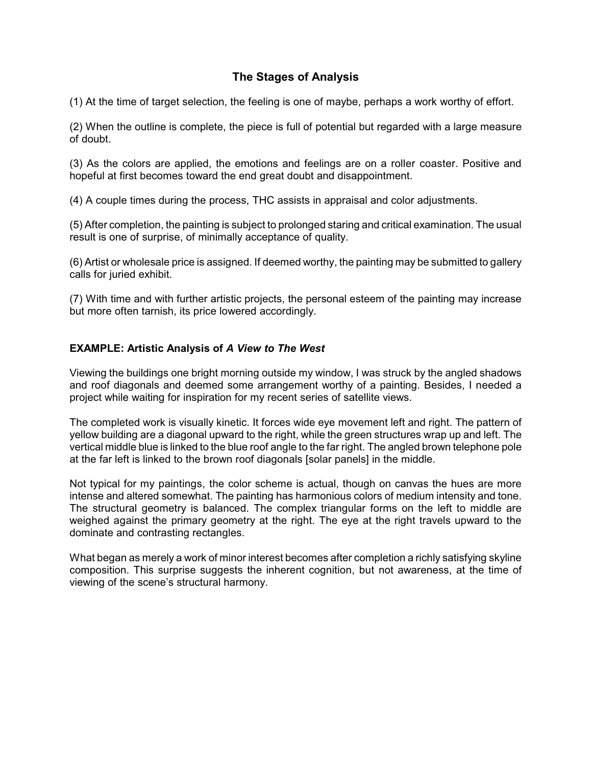## The Stages of Analysis

(1) At the time of target selection, the feeling is one of maybe, perhaps a work worthy of effort.

(2) When the outline is complete, the piece is full of potential but regarded with a large measure of doubt.

(3) As the colors are applied, the emotions and feelings are on a roller coaster. Positive and hopeful at first becomes toward the end great doubt and disappointment.

(4) A couple times during the process, THC assists in appraisal and color adjustments.

(5) After completion, the painting is subject to prolonged staring and critical examination. The usual result is one of surprise, of minimally acceptance of quality.

(6) Artist or wholesale price is assigned. If deemed worthy, the painting may be submitted to gallery calls for juried exhibit.

(7) With time and with further artistic projects, the personal esteem of the painting may increase but more often tarnish, its price lowered accordingly.

### EXAMPLE: Artistic Analysis of *A View to The West*

Viewing the buildings one bright morning outside my window, I was struck by the angled shadows and roof diagonals and deemed some arrangement worthy of a painting. Besides, I needed a project while waiting for inspiration for my recent series of satellite views.

The completed work is visually kinetic. It forces wide eye movement left and right. The pattern of yellow building are a diagonal upward to the right, while the green structures wrap up and left. The vertical middle blue is linked to the blue roof angle to the far right. The angled brown telephone pole at the far left is linked to the brown roof diagonals [solar panels] in the middle.

Not typical for my paintings, the color scheme is actual, though on canvas the hues are more intense and altered somewhat. The painting has harmonious colors of medium intensity and tone. The structural geometry is balanced. The complex triangular forms on the left to middle are weighed against the primary geometry at the right. The eye at the right travels upward to the dominate and contrasting rectangles.

What began as merely a work of minor interest becomes after completion a richly satisfying skyline composition. This surprise suggests the inherent cognition, but not awareness, at the time of viewing of the scene's structural harmony.